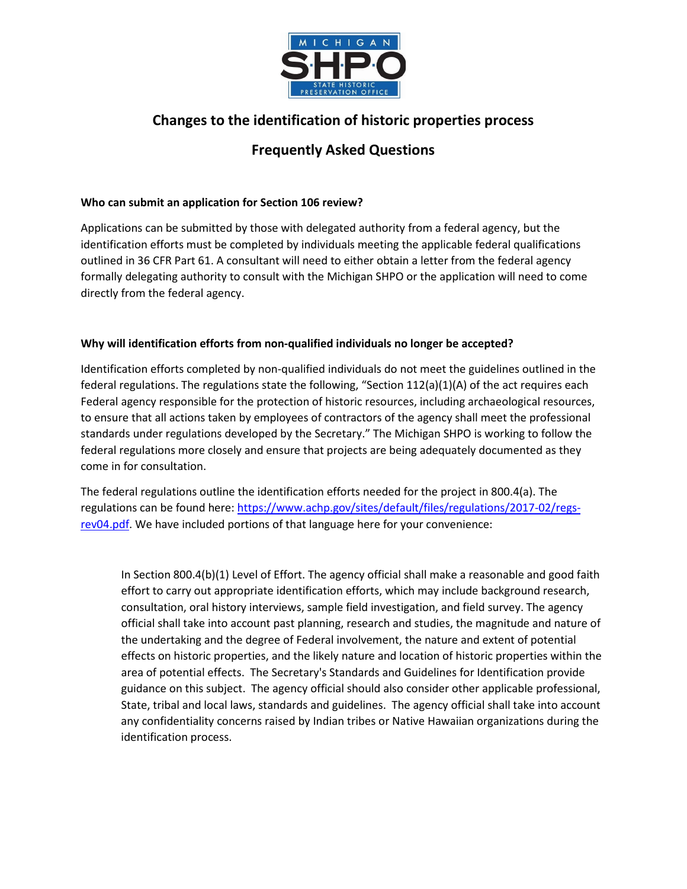# Changes to the identification of historic properties process

## Frequently Asked Questions

**Who can submit an application for Section 106 review?**

Applications can be submitted by those with delegated authority from a federal agency, but the identification efforts must be completed by individuals meeting the applicable federal qualifications outlined in 36 CFR Part 61. A consultant will need to either obtain a letter from the federal agency formally delegating authority to consult with the Michigan SHPO or the application will need to come directly from the federal agency.

**Why will identification efforts from non-qualified individuals no longer be accepted?**

Identification efforts completed by non-qualified individuals do not meet the guidelines outlined in the federal regulations. The regulations state the following, "Section 112(a)(1)(A) of the act requires each Federal agency responsible for the protection of historic resources, including archaeological resources, to ensure that all actions taken by employees of contractors of the agency shall meet the professional standards under regulations developed by the Secretary." The Michigan SHPO is working to follow the federal regulations more closely and ensure that projects are being adequately documented as they come in for consultation.

The federal regulations outline the identification efforts needed for the project in 800.4(a). The regulations can be found here: [https://www.achp.gov/sites/default/files/regulations/2017-02/regs-rev04.pdf](https://www.achp.gov/sites/default/files/regulations/2017-02/regs-rev04.pdf). We have included portions of that language here for your convenience:

> In Section 800.4(b)(1) Level of Effort. The agency official shall make a reasonable and good faith effort to carry out appropriate identification efforts, which may include background research, consultation, oral history interviews, sample field investigation, and field survey. The agency official shall take into account past planning, research and studies, the magnitude and nature of the undertaking and the degree of Federal involvement, the nature and extent of potential effects on historic properties, and the likely nature and location of historic properties within the area of potential effects. The Secretary's Standards and Guidelines for Identification provide guidance on this subject. The agency official should also consider other applicable professional, State, tribal and local laws, standards and guidelines. The agency official shall take into account any confidentiality concerns raised by Indian tribes or Native Hawaiian organizations during the identification process.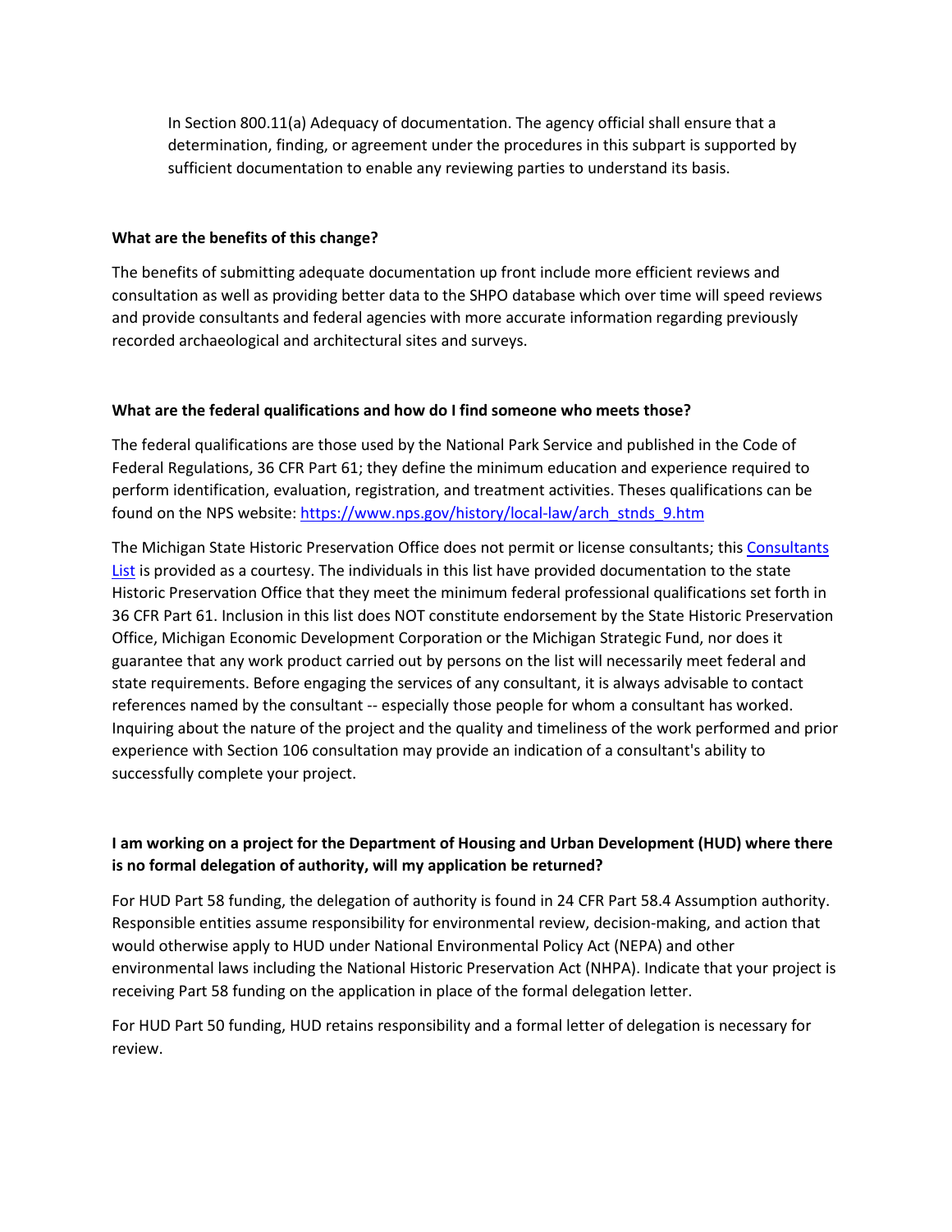In Section 800.11(a) Adequacy of documentation. The agency official shall ensure that a determination, finding, or agreement under the procedures in this subpart is supported by sufficient documentation to enable any reviewing parties to understand its basis.

**What are the benefits of this change?**

The benefits of submitting adequate documentation up front include more efficient reviews and consultation as well as providing better data to the SHPO database which over time will speed reviews and provide consultants and federal agencies with more accurate information regarding previously recorded archaeological and architectural sites and surveys.

**What are the federal qualifications and how do I find someone who meets those?**

The federal qualifications are those used by the National Park Service and published in the Code of Federal Regulations, 36 CFR Part 61; they define the minimum education and experience required to perform identification, evaluation, registration, and treatment activities. Theses qualifications can be found on the NPS website: [https://www.nps.gov/history/local-law/arch_stnds_9.htm](https://www.nps.gov/history/local-law/arch_stnds_9.htm)

The Michigan State Historic Preservation Office does not permit or license consultants; this [Consultants List]() is provided as a courtesy. The individuals in this list have provided documentation to the state Historic Preservation Office that they meet the minimum federal professional qualifications set forth in 36 CFR Part 61. Inclusion in this list does NOT constitute endorsement by the State Historic Preservation Office, Michigan Economic Development Corporation or the Michigan Strategic Fund, nor does it guarantee that any work product carried out by persons on the list will necessarily meet federal and state requirements. Before engaging the services of any consultant, it is always advisable to contact references named by the consultant -- especially those people for whom a consultant has worked. Inquiring about the nature of the project and the quality and timeliness of the work performed and prior experience with Section 106 consultation may provide an indication of a consultant's ability to successfully complete your project.

**I am working on a project for the Department of Housing and Urban Development (HUD) where there is no formal delegation of authority, will my application be returned?**

For HUD Part 58 funding, the delegation of authority is found in 24 CFR Part 58.4 Assumption authority. Responsible entities assume responsibility for environmental review, decision-making, and action that would otherwise apply to HUD under National Environmental Policy Act (NEPA) and other environmental laws including the National Historic Preservation Act (NHPA). Indicate that your project is receiving Part 58 funding on the application in place of the formal delegation letter.

For HUD Part 50 funding, HUD retains responsibility and a formal letter of delegation is necessary for review.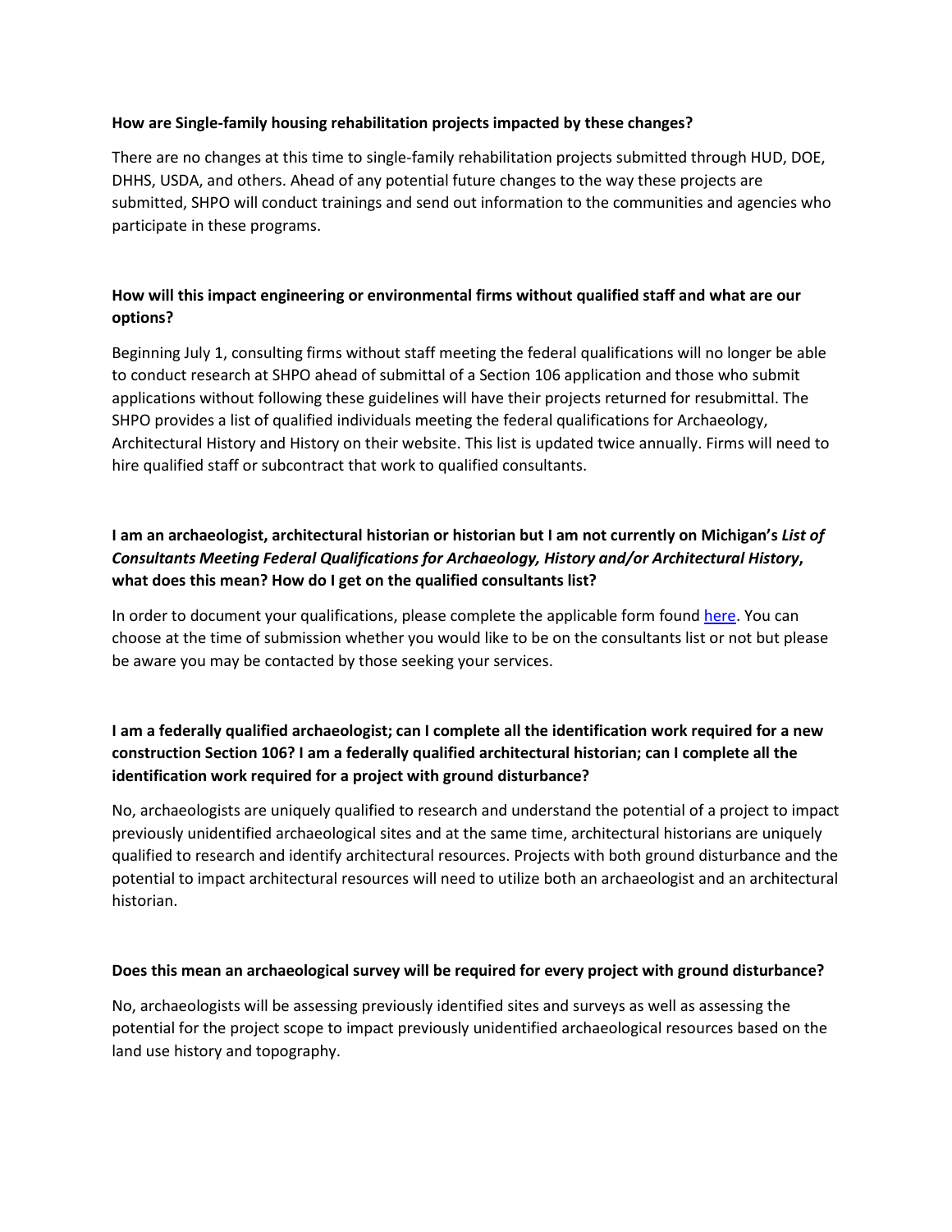**How are Single-family housing rehabilitation projects impacted by these changes?**

There are no changes at this time to single-family rehabilitation projects submitted through HUD, DOE, DHHS, USDA, and others. Ahead of any potential future changes to the way these projects are submitted, SHPO will conduct trainings and send out information to the communities and agencies who participate in these programs.

**How will this impact engineering or environmental firms without qualified staff and what are our options?**

Beginning July 1, consulting firms without staff meeting the federal qualifications will no longer be able to conduct research at SHPO ahead of submittal of a Section 106 application and those who submit applications without following these guidelines will have their projects returned for resubmittal. The SHPO provides a list of qualified individuals meeting the federal qualifications for Archaeology, Architectural History and History on their website. This list is updated twice annually. Firms will need to hire qualified staff or subcontract that work to qualified consultants.

**I am an archaeologist, architectural historian or historian but I am not currently on Michigan's *List of Consultants Meeting Federal Qualifications for Archaeology, History and/or Architectural History*, what does this mean? How do I get on the qualified consultants list?**

In order to document your qualifications, please complete the applicable form found here. You can choose at the time of submission whether you would like to be on the consultants list or not but please be aware you may be contacted by those seeking your services.

**I am a federally qualified archaeologist; can I complete all the identification work required for a new construction Section 106? I am a federally qualified architectural historian; can I complete all the identification work required for a project with ground disturbance?**

No, archaeologists are uniquely qualified to research and understand the potential of a project to impact previously unidentified archaeological sites and at the same time, architectural historians are uniquely qualified to research and identify architectural resources. Projects with both ground disturbance and the potential to impact architectural resources will need to utilize both an archaeologist and an architectural historian.

**Does this mean an archaeological survey will be required for every project with ground disturbance?**

No, archaeologists will be assessing previously identified sites and surveys as well as assessing the potential for the project scope to impact previously unidentified archaeological resources based on the land use history and topography.